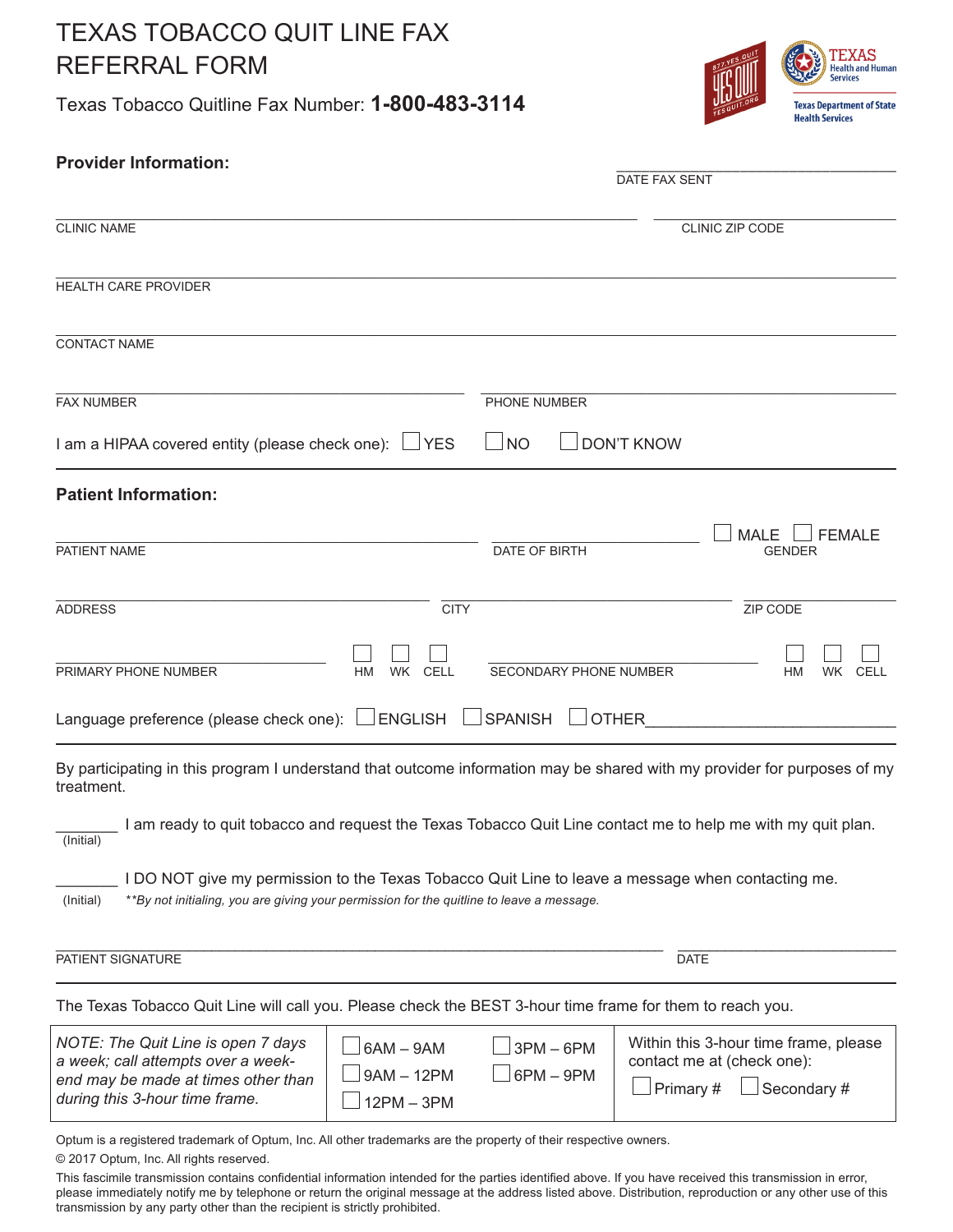# TEXAS TOBACCO QUIT LINE FAX REFERRAL FORM

Texas Tobacco Quitline Fax Number: **1-800-483-3114**

**Provider Information:**

______________________________
DATE FAX SENT

______________________________ ______________________________
CLINIC NAME CLINIC ZIP CODE

______________________________
HEALTH CARE PROVIDER

______________________________
CONTACT NAME

______________________________ ______________________________
FAX NUMBER PHONE NUMBER

I am a HIPAA covered entity (please check one): ☐ YES ☐ NO ☐ DON'T KNOW

**Patient Information:**

______________________________ ______________________________ ☐ MALE ☐ FEMALE
PATIENT NAME DATE OF BIRTH GENDER

______________________________ ______________________________ ______________________________
ADDRESS CITY ZIP CODE

______________________________ ☐ HM ☐ WK ☐ CELL ______________________________ ☐ HM ☐ WK ☐ CELL
PRIMARY PHONE NUMBER SECONDARY PHONE NUMBER

Language preference (please check one): ☐ ENGLISH ☐ SPANISH ☐ OTHER______________________________

By participating in this program I understand that outcome information may be shared with my provider for purposes of my treatment.

________ I am ready to quit tobacco and request the Texas Tobacco Quit Line contact me to help me with my quit plan.
(Initial)

________ I DO NOT give my permission to the Texas Tobacco Quit Line to leave a message when contacting me.
(Initial) *\*\*By not initialing, you are giving your permission for the quitline to leave a message.*

______________________________ ______________________________
PATIENT SIGNATURE DATE

The Texas Tobacco Quit Line will call you. Please check the BEST 3-hour time frame for them to reach you.

| | | | |
|---|---|---|---|
| *NOTE: The Quit Line is open 7 days a week; call attempts over a week-end may be made at times other than during this 3-hour time frame.* | ☐ 6AM – 9AM<br>☐ 9AM – 12PM<br>☐ 12PM – 3PM | ☐ 3PM – 6PM<br>☐ 6PM – 9PM | Within this 3-hour time frame, please contact me at (check one):<br>☐ Primary # ☐ Secondary # |

Optum is a registered trademark of Optum, Inc. All other trademarks are the property of their respective owners.

© 2017 Optum, Inc. All rights reserved.

This fascimile transmission contains confidential information intended for the parties identified above. If you have received this transmission in error, please immediately notify me by telephone or return the original message at the address listed above. Distribution, reproduction or any other use of this transmission by any party other than the recipient is strictly prohibited.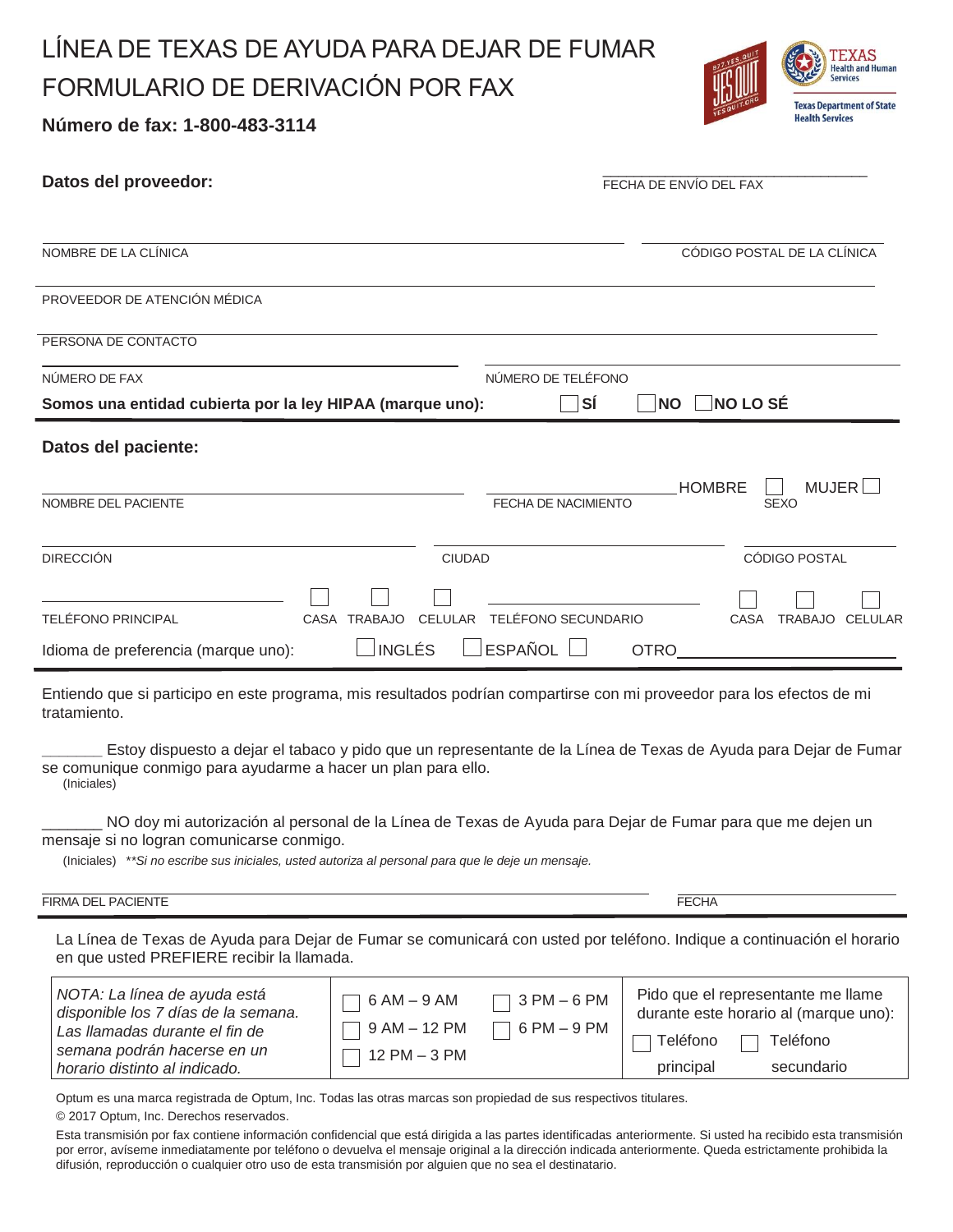# LÍNEA DE TEXAS DE AYUDA PARA DEJAR DE FUMAR
# FORMULARIO DE DERIVACIÓN POR FAX

**Número de fax: 1-800-483-3114**

**Datos del proveedor:**

FECHA DE ENVÍO DEL FAX

NOMBRE DE LA CLÍNICA

CÓDIGO POSTAL DE LA CLÍNICA

PROVEEDOR DE ATENCIÓN MÉDICA

PERSONA DE CONTACTO

NÚMERO DE FAX

NÚMERO DE TELÉFONO

**Somos una entidad cubierta por la ley HIPAA (marque uno):** ☐ **SÍ** ☐ **NO** ☐ **NO LO SÉ**

**Datos del paciente:**

NOMBRE DEL PACIENTE

FECHA DE NACIMIENTO

SEXO: HOMBRE ☐ MUJER ☐

DIRECCIÓN

CIUDAD

CÓDIGO POSTAL

TELÉFONO PRINCIPAL ☐ CASA ☐ TRABAJO ☐ CELULAR

TELÉFONO SECUNDARIO ☐ CASA ☐ TRABAJO ☐ CELULAR

Idioma de preferencia (marque uno): ☐ INGLÉS ☐ ESPAÑOL ☐ OTRO________

Entiendo que si participo en este programa, mis resultados podrían compartirse con mi proveedor para los efectos de mi tratamiento.

_______ Estoy dispuesto a dejar el tabaco y pido que un representante de la Línea de Texas de Ayuda para Dejar de Fumar se comunique conmigo para ayudarme a hacer un plan para ello.
(Iniciales)

_______ NO doy mi autorización al personal de la Línea de Texas de Ayuda para Dejar de Fumar para que me dejen un mensaje si no logran comunicarse conmigo.
(Iniciales) *\*\*Si no escribe sus iniciales, usted autoriza al personal para que le deje un mensaje.*

FIRMA DEL PACIENTE

FECHA

La Línea de Texas de Ayuda para Dejar de Fumar se comunicará con usted por teléfono. Indique a continuación el horario en que usted PREFIERE recibir la llamada.

| | | | |
|---|---|---|---|
| *NOTA: La línea de ayuda está disponible los 7 días de la semana. Las llamadas durante el fin de semana podrán hacerse en un horario distinto al indicado.* | ☐ 6 AM – 9 AM<br>☐ 9 AM – 12 PM<br>☐ 12 PM – 3 PM | ☐ 3 PM – 6 PM<br>☐ 6 PM – 9 PM | Pido que el representante me llame durante este horario al (marque uno):<br>☐ Teléfono principal ☐ Teléfono secundario |

Optum es una marca registrada de Optum, Inc. Todas las otras marcas son propiedad de sus respectivos titulares.

© 2017 Optum, Inc. Derechos reservados.

Esta transmisión por fax contiene información confidencial que está dirigida a las partes identificadas anteriormente. Si usted ha recibido esta transmisión por error, avíseme inmediatamente por teléfono o devuelva el mensaje original a la dirección indicada anteriormente. Queda estrictamente prohibida la difusión, reproducción o cualquier otro uso de esta transmisión por alguien que no sea el destinatario.